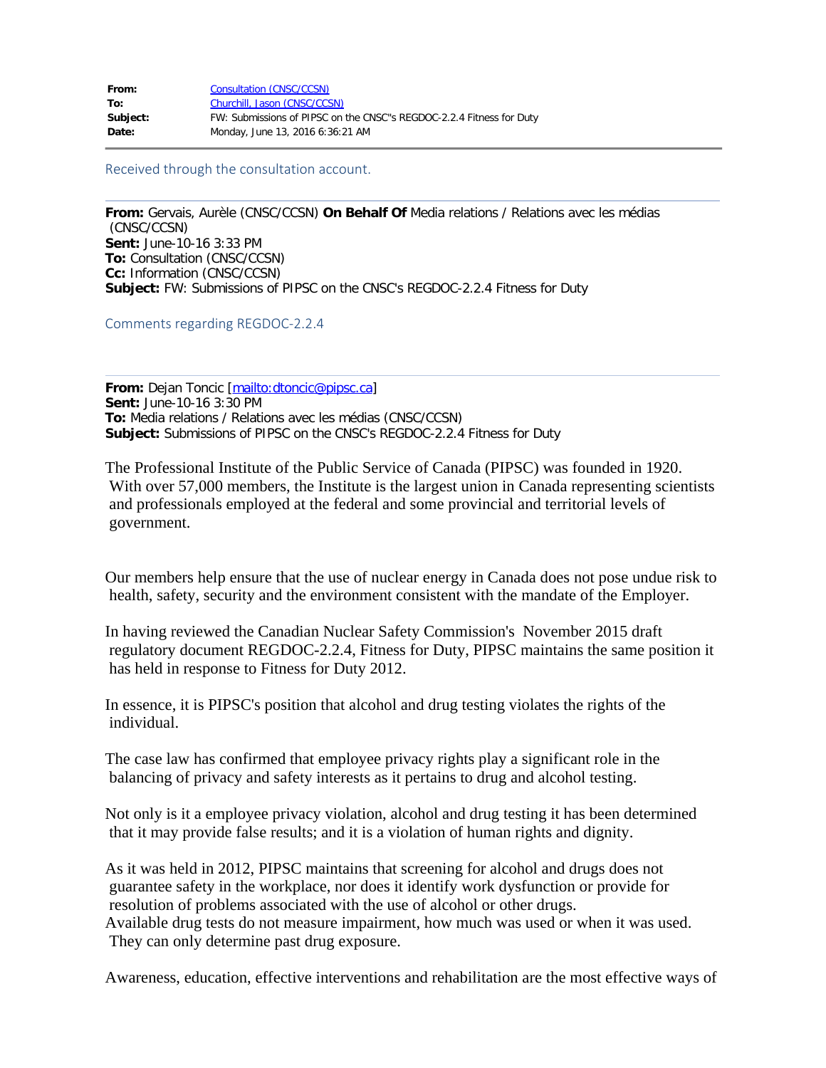| | |
|---|---|
| **From:** | Consultation (CNSC/CCSN) |
| **To:** | Churchill, Jason (CNSC/CCSN) |
| **Subject:** | FW: Submissions of PIPSC on the CNSC"s REGDOC-2.2.4 Fitness for Duty |
| **Date:** | Monday, June 13, 2016 6:36:21 AM |

Received through the consultation account.

**From:** Gervais, Aurèle (CNSC/CCSN) **On Behalf Of** Media relations / Relations avec les médias (CNSC/CCSN)
**Sent:** June-10-16 3:33 PM
**To:** Consultation (CNSC/CCSN)
**Cc:** Information (CNSC/CCSN)
**Subject:** FW: Submissions of PIPSC on the CNSC's REGDOC-2.2.4 Fitness for Duty

Comments regarding REGDOC-2.2.4

**From:** Dejan Toncic [mailto:dtoncic@pipsc.ca]
**Sent:** June-10-16 3:30 PM
**To:** Media relations / Relations avec les médias (CNSC/CCSN)
**Subject:** Submissions of PIPSC on the CNSC's REGDOC-2.2.4 Fitness for Duty

The Professional Institute of the Public Service of Canada (PIPSC) was founded in 1920. With over 57,000 members, the Institute is the largest union in Canada representing scientists and professionals employed at the federal and some provincial and territorial levels of government.

Our members help ensure that the use of nuclear energy in Canada does not pose undue risk to health, safety, security and the environment consistent with the mandate of the Employer.

In having reviewed the Canadian Nuclear Safety Commission's November 2015 draft regulatory document REGDOC-2.2.4, Fitness for Duty, PIPSC maintains the same position it has held in response to Fitness for Duty 2012.

In essence, it is PIPSC's position that alcohol and drug testing violates the rights of the individual.

The case law has confirmed that employee privacy rights play a significant role in the balancing of privacy and safety interests as it pertains to drug and alcohol testing.

Not only is it a employee privacy violation, alcohol and drug testing it has been determined that it may provide false results; and it is a violation of human rights and dignity.

As it was held in 2012, PIPSC maintains that screening for alcohol and drugs does not guarantee safety in the workplace, nor does it identify work dysfunction or provide for resolution of problems associated with the use of alcohol or other drugs.
Available drug tests do not measure impairment, how much was used or when it was used. They can only determine past drug exposure.

Awareness, education, effective interventions and rehabilitation are the most effective ways of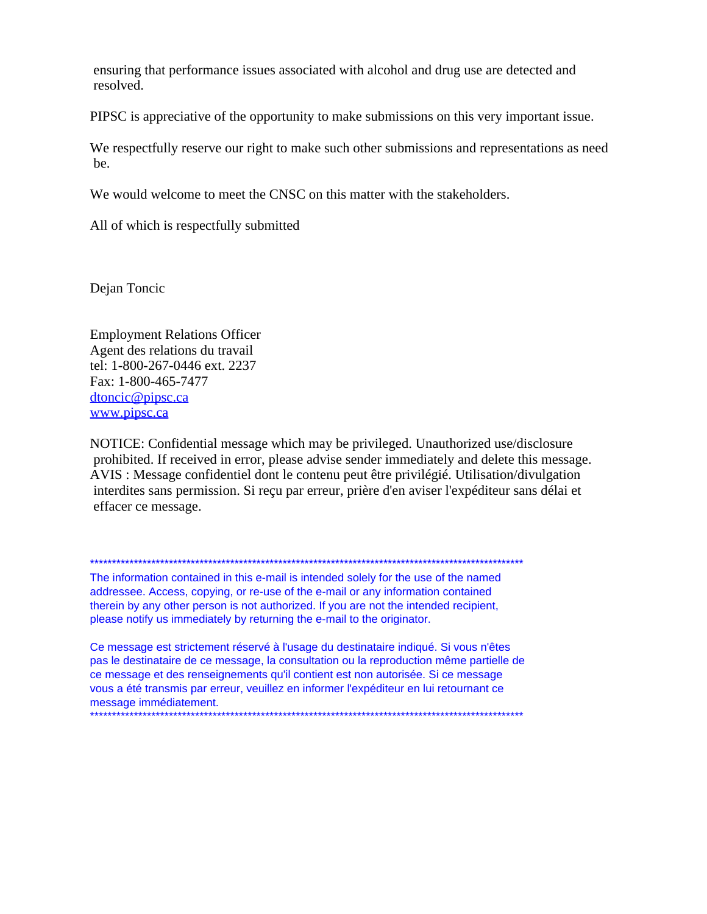ensuring that performance issues associated with alcohol and drug use are detected and resolved.

PIPSC is appreciative of the opportunity to make submissions on this very important issue.

We respectfully reserve our right to make such other submissions and representations as need be.

We would welcome to meet the CNSC on this matter with the stakeholders.

All of which is respectfully submitted

Dejan Toncic

Employment Relations Officer
Agent des relations du travail
tel: 1-800-267-0446 ext. 2237
Fax: 1-800-465-7477
dtoncic@pipsc.ca
www.pipsc.ca

NOTICE: Confidential message which may be privileged. Unauthorized use/disclosure prohibited. If received in error, please advise sender immediately and delete this message.
AVIS : Message confidentiel dont le contenu peut être privilégié. Utilisation/divulgation interdites sans permission. Si reçu par erreur, prière d'en aviser l'expéditeur sans délai et effacer ce message.

**********************************************************************************************************
The information contained in this e-mail is intended solely for the use of the named addressee. Access, copying, or re-use of the e-mail or any information contained therein by any other person is not authorized. If you are not the intended recipient, please notify us immediately by returning the e-mail to the originator.

Ce message est strictement réservé à l'usage du destinataire indiqué. Si vous n'êtes pas le destinataire de ce message, la consultation ou la reproduction même partielle de ce message et des renseignements qu'il contient est non autorisée. Si ce message vous a été transmis par erreur, veuillez en informer l'expéditeur en lui retournant ce message immédiatement.
**********************************************************************************************************